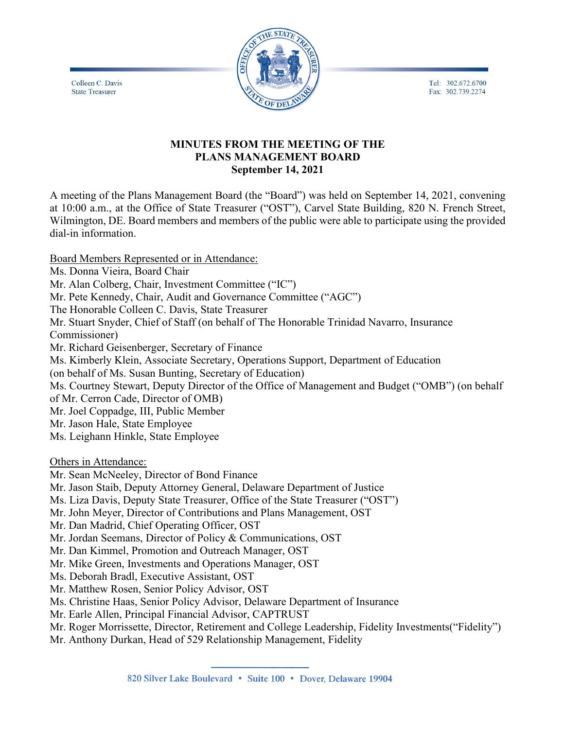Colleen C. Davis
State Treasurer

Tel: 302.672.6700
Fax: 302.739.2274

**MINUTES FROM THE MEETING OF THE**
**PLANS MANAGEMENT BOARD**
**September 14, 2021**

A meeting of the Plans Management Board (the "Board") was held on September 14, 2021, convening at 10:00 a.m., at the Office of State Treasurer ("OST"), Carvel State Building, 820 N. French Street, Wilmington, DE. Board members and members of the public were able to participate using the provided dial-in information.

Board Members Represented or in Attendance:
Ms. Donna Vieira, Board Chair
Mr. Alan Colberg, Chair, Investment Committee ("IC")
Mr. Pete Kennedy, Chair, Audit and Governance Committee ("AGC")
The Honorable Colleen C. Davis, State Treasurer
Mr. Stuart Snyder, Chief of Staff (on behalf of The Honorable Trinidad Navarro, Insurance Commissioner)
Mr. Richard Geisenberger, Secretary of Finance
Ms. Kimberly Klein, Associate Secretary, Operations Support, Department of Education (on behalf of Ms. Susan Bunting, Secretary of Education)
Ms. Courtney Stewart, Deputy Director of the Office of Management and Budget ("OMB") (on behalf of Mr. Cerron Cade, Director of OMB)
Mr. Joel Coppadge, III, Public Member
Mr. Jason Hale, State Employee
Ms. Leighann Hinkle, State Employee

Others in Attendance:
Mr. Sean McNeeley, Director of Bond Finance
Mr. Jason Staib, Deputy Attorney General, Delaware Department of Justice
Ms. Liza Davis, Deputy State Treasurer, Office of the State Treasurer ("OST")
Mr. John Meyer, Director of Contributions and Plans Management, OST
Mr. Dan Madrid, Chief Operating Officer, OST
Mr. Jordan Seemans, Director of Policy & Communications, OST
Mr. Dan Kimmel, Promotion and Outreach Manager, OST
Mr. Mike Green, Investments and Operations Manager, OST
Ms. Deborah Bradl, Executive Assistant, OST
Mr. Matthew Rosen, Senior Policy Advisor, OST
Ms. Christine Haas, Senior Policy Advisor, Delaware Department of Insurance
Mr. Earle Allen, Principal Financial Advisor, CAPTRUST
Mr. Roger Morrissette, Director, Retirement and College Leadership, Fidelity Investments("Fidelity")
Mr. Anthony Durkan, Head of 529 Relationship Management, Fidelity

820 Silver Lake Boulevard • Suite 100 • Dover, Delaware 19904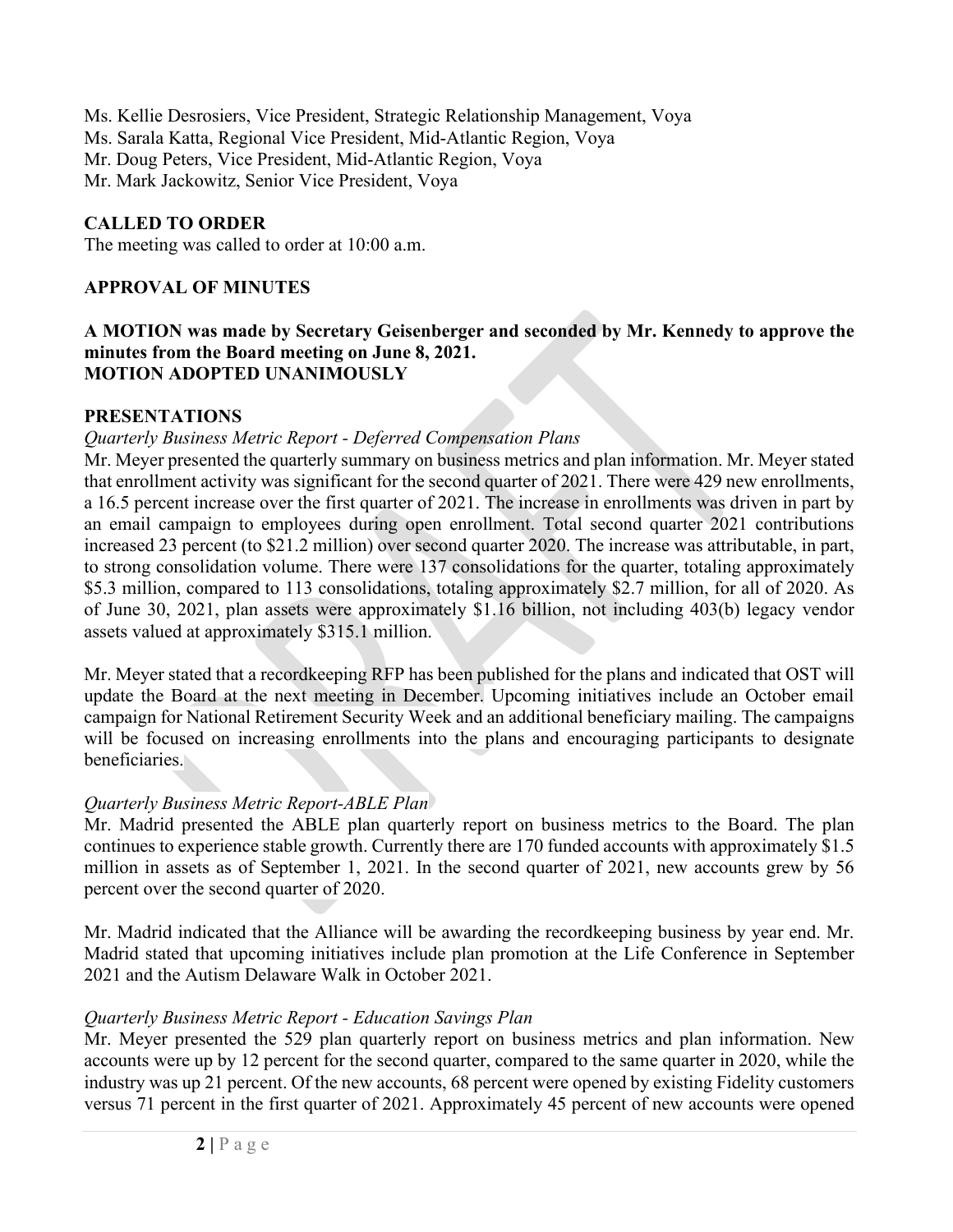Ms. Kellie Desrosiers, Vice President, Strategic Relationship Management, Voya
Ms. Sarala Katta, Regional Vice President, Mid-Atlantic Region, Voya
Mr. Doug Peters, Vice President, Mid-Atlantic Region, Voya
Mr. Mark Jackowitz, Senior Vice President, Voya

**CALLED TO ORDER**

The meeting was called to order at 10:00 a.m.

**APPROVAL OF MINUTES**

**A MOTION was made by Secretary Geisenberger and seconded by Mr. Kennedy to approve the minutes from the Board meeting on June 8, 2021.**
**MOTION ADOPTED UNANIMOUSLY**

**PRESENTATIONS**

*Quarterly Business Metric Report - Deferred Compensation Plans*

Mr. Meyer presented the quarterly summary on business metrics and plan information. Mr. Meyer stated that enrollment activity was significant for the second quarter of 2021. There were 429 new enrollments, a 16.5 percent increase over the first quarter of 2021. The increase in enrollments was driven in part by an email campaign to employees during open enrollment. Total second quarter 2021 contributions increased 23 percent (to $21.2 million) over second quarter 2020. The increase was attributable, in part, to strong consolidation volume. There were 137 consolidations for the quarter, totaling approximately $5.3 million, compared to 113 consolidations, totaling approximately $2.7 million, for all of 2020. As of June 30, 2021, plan assets were approximately $1.16 billion, not including 403(b) legacy vendor assets valued at approximately $315.1 million.

Mr. Meyer stated that a recordkeeping RFP has been published for the plans and indicated that OST will update the Board at the next meeting in December. Upcoming initiatives include an October email campaign for National Retirement Security Week and an additional beneficiary mailing. The campaigns will be focused on increasing enrollments into the plans and encouraging participants to designate beneficiaries.

*Quarterly Business Metric Report-ABLE Plan*

Mr. Madrid presented the ABLE plan quarterly report on business metrics to the Board. The plan continues to experience stable growth. Currently there are 170 funded accounts with approximately $1.5 million in assets as of September 1, 2021. In the second quarter of 2021, new accounts grew by 56 percent over the second quarter of 2020.

Mr. Madrid indicated that the Alliance will be awarding the recordkeeping business by year end. Mr. Madrid stated that upcoming initiatives include plan promotion at the Life Conference in September 2021 and the Autism Delaware Walk in October 2021.

*Quarterly Business Metric Report - Education Savings Plan*

Mr. Meyer presented the 529 plan quarterly report on business metrics and plan information. New accounts were up by 12 percent for the second quarter, compared to the same quarter in 2020, while the industry was up 21 percent. Of the new accounts, 68 percent were opened by existing Fidelity customers versus 71 percent in the first quarter of 2021. Approximately 45 percent of new accounts were opened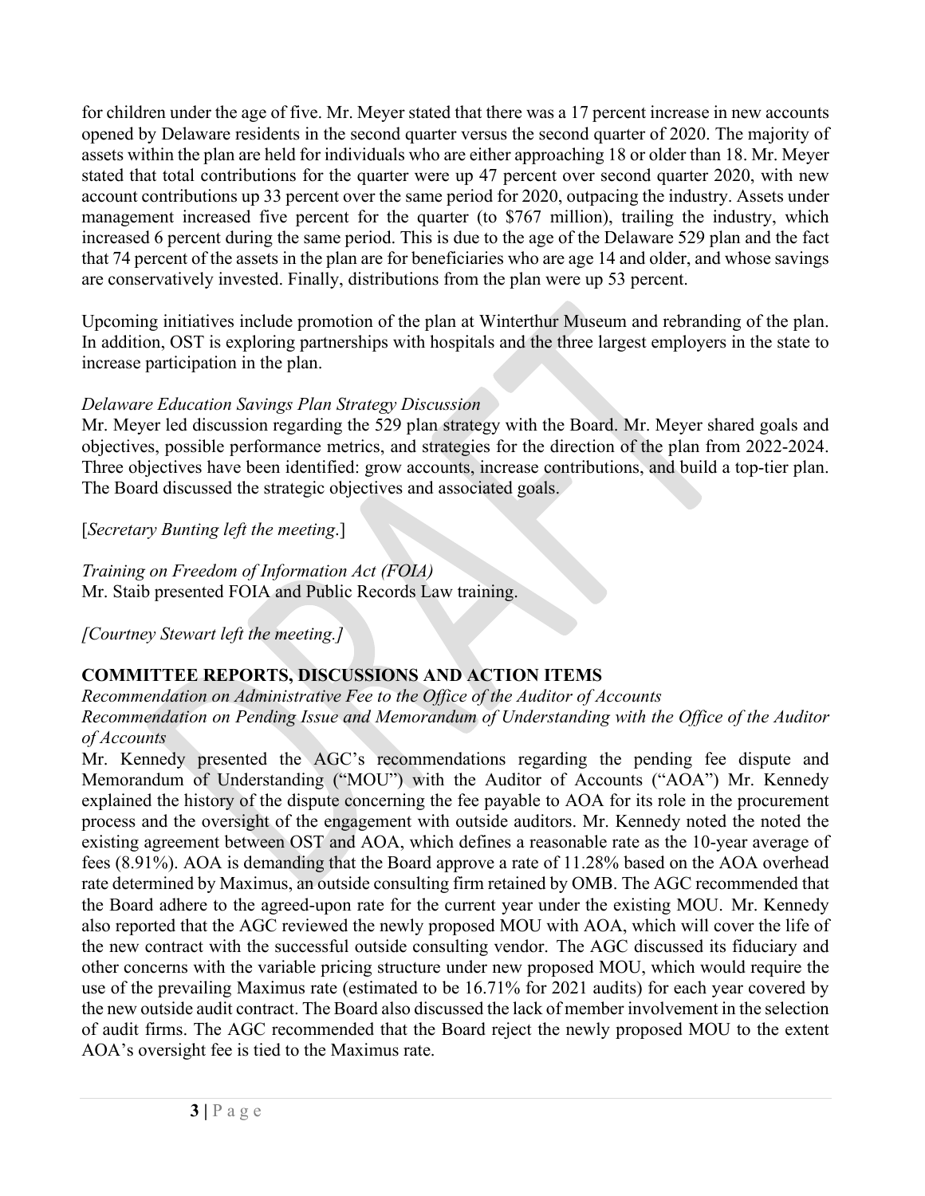for children under the age of five. Mr. Meyer stated that there was a 17 percent increase in new accounts opened by Delaware residents in the second quarter versus the second quarter of 2020. The majority of assets within the plan are held for individuals who are either approaching 18 or older than 18. Mr. Meyer stated that total contributions for the quarter were up 47 percent over second quarter 2020, with new account contributions up 33 percent over the same period for 2020, outpacing the industry. Assets under management increased five percent for the quarter (to $767 million), trailing the industry, which increased 6 percent during the same period. This is due to the age of the Delaware 529 plan and the fact that 74 percent of the assets in the plan are for beneficiaries who are age 14 and older, and whose savings are conservatively invested. Finally, distributions from the plan were up 53 percent.

Upcoming initiatives include promotion of the plan at Winterthur Museum and rebranding of the plan. In addition, OST is exploring partnerships with hospitals and the three largest employers in the state to increase participation in the plan.

*Delaware Education Savings Plan Strategy Discussion*
Mr. Meyer led discussion regarding the 529 plan strategy with the Board. Mr. Meyer shared goals and objectives, possible performance metrics, and strategies for the direction of the plan from 2022-2024. Three objectives have been identified: grow accounts, increase contributions, and build a top-tier plan. The Board discussed the strategic objectives and associated goals.

[*Secretary Bunting left the meeting*.]

*Training on Freedom of Information Act (FOIA)*
Mr. Staib presented FOIA and Public Records Law training.

*[Courtney Stewart left the meeting.]*

**COMMITTEE REPORTS, DISCUSSIONS AND ACTION ITEMS**

*Recommendation on Administrative Fee to the Office of the Auditor of Accounts*
*Recommendation on Pending Issue and Memorandum of Understanding with the Office of the Auditor of Accounts*
Mr. Kennedy presented the AGC's recommendations regarding the pending fee dispute and Memorandum of Understanding ("MOU") with the Auditor of Accounts ("AOA") Mr. Kennedy explained the history of the dispute concerning the fee payable to AOA for its role in the procurement process and the oversight of the engagement with outside auditors. Mr. Kennedy noted the noted the existing agreement between OST and AOA, which defines a reasonable rate as the 10-year average of fees (8.91%). AOA is demanding that the Board approve a rate of 11.28% based on the AOA overhead rate determined by Maximus, an outside consulting firm retained by OMB. The AGC recommended that the Board adhere to the agreed-upon rate for the current year under the existing MOU. Mr. Kennedy also reported that the AGC reviewed the newly proposed MOU with AOA, which will cover the life of the new contract with the successful outside consulting vendor. The AGC discussed its fiduciary and other concerns with the variable pricing structure under new proposed MOU, which would require the use of the prevailing Maximus rate (estimated to be 16.71% for 2021 audits) for each year covered by the new outside audit contract. The Board also discussed the lack of member involvement in the selection of audit firms. The AGC recommended that the Board reject the newly proposed MOU to the extent AOA's oversight fee is tied to the Maximus rate.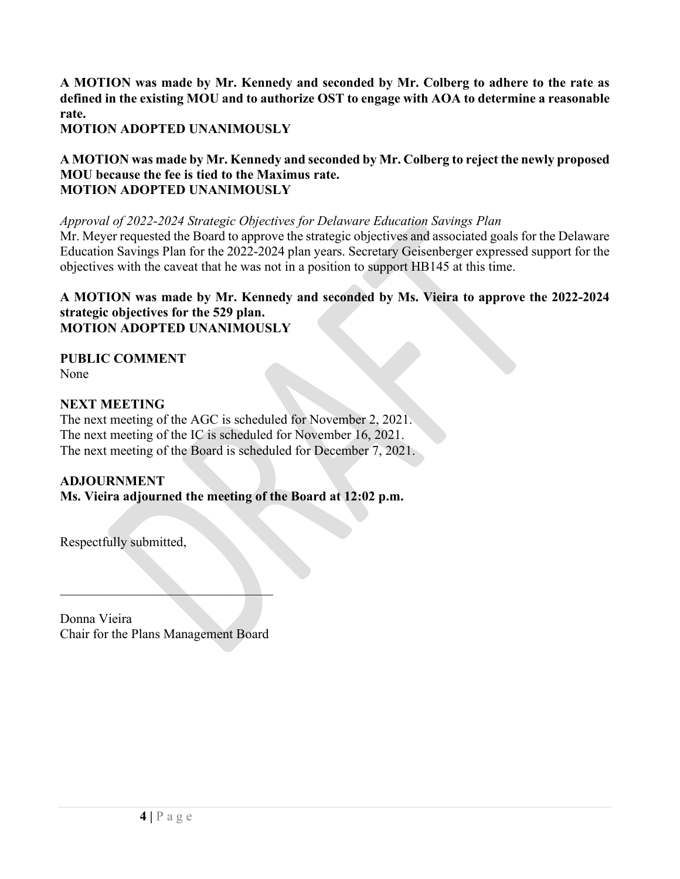**A MOTION was made by Mr. Kennedy and seconded by Mr. Colberg to adhere to the rate as defined in the existing MOU and to authorize OST to engage with AOA to determine a reasonable rate.**
**MOTION ADOPTED UNANIMOUSLY**

**A MOTION was made by Mr. Kennedy and seconded by Mr. Colberg to reject the newly proposed MOU because the fee is tied to the Maximus rate.**
**MOTION ADOPTED UNANIMOUSLY**

*Approval of 2022-2024 Strategic Objectives for Delaware Education Savings Plan*
Mr. Meyer requested the Board to approve the strategic objectives and associated goals for the Delaware Education Savings Plan for the 2022-2024 plan years. Secretary Geisenberger expressed support for the objectives with the caveat that he was not in a position to support HB145 at this time.

**A MOTION was made by Mr. Kennedy and seconded by Ms. Vieira to approve the 2022-2024 strategic objectives for the 529 plan.**
**MOTION ADOPTED UNANIMOUSLY**

**PUBLIC COMMENT**
None

**NEXT MEETING**
The next meeting of the AGC is scheduled for November 2, 2021.
The next meeting of the IC is scheduled for November 16, 2021.
The next meeting of the Board is scheduled for December 7, 2021.

**ADJOURNMENT**
**Ms. Vieira adjourned the meeting of the Board at 12:02 p.m.**

Respectfully submitted,

\_\_\_\_\_\_\_\_\_\_\_\_\_\_\_\_\_\_\_\_\_\_\_\_\_\_\_\_\_\_\_\_\_\_

Donna Vieira
Chair for the Plans Management Board